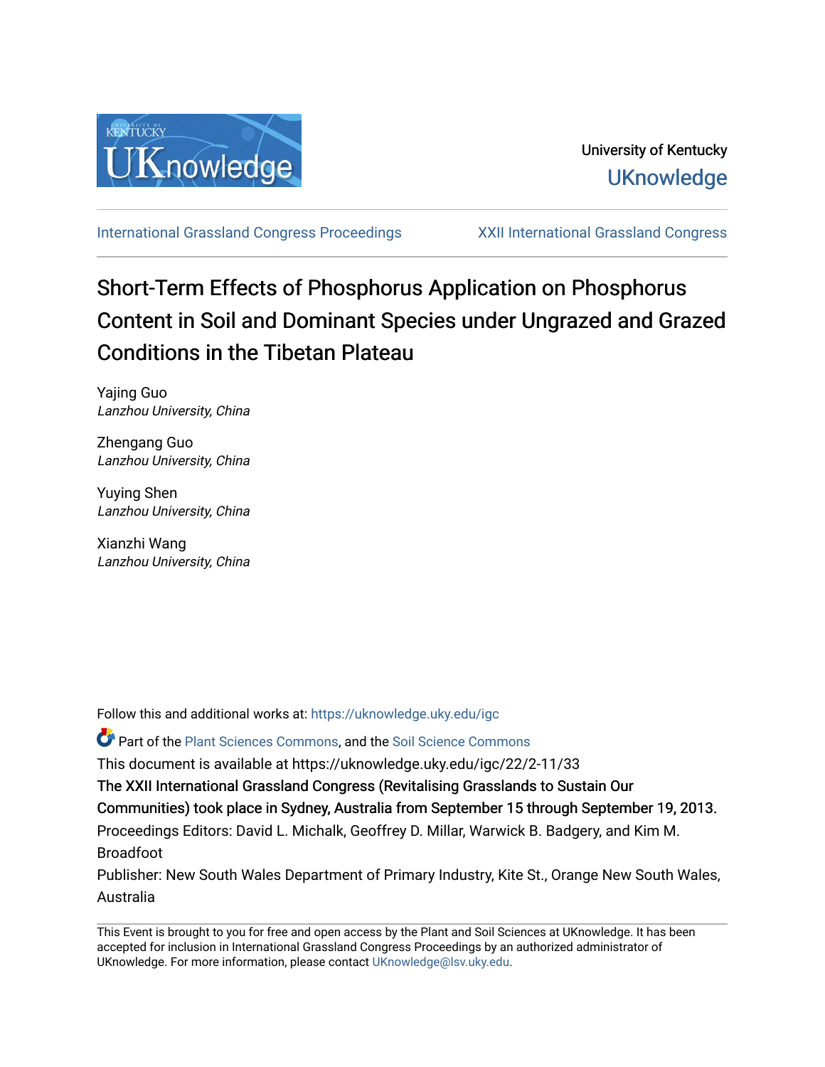University of Kentucky
UKnowledge

International Grassland Congress Proceedings | XXII International Grassland Congress

# Short-Term Effects of Phosphorus Application on Phosphorus Content in Soil and Dominant Species under Ungrazed and Grazed Conditions in the Tibetan Plateau

Yajing Guo
*Lanzhou University, China*

Zhengang Guo
*Lanzhou University, China*

Yuying Shen
*Lanzhou University, China*

Xianzhi Wang
*Lanzhou University, China*

Follow this and additional works at: https://uknowledge.uky.edu/igc

Part of the Plant Sciences Commons, and the Soil Science Commons

This document is available at https://uknowledge.uky.edu/igc/22/2-11/33

The XXII International Grassland Congress (Revitalising Grasslands to Sustain Our Communities) took place in Sydney, Australia from September 15 through September 19, 2013.

Proceedings Editors: David L. Michalk, Geoffrey D. Millar, Warwick B. Badgery, and Kim M. Broadfoot

Publisher: New South Wales Department of Primary Industry, Kite St., Orange New South Wales, Australia

This Event is brought to you for free and open access by the Plant and Soil Sciences at UKnowledge. It has been accepted for inclusion in International Grassland Congress Proceedings by an authorized administrator of UKnowledge. For more information, please contact UKnowledge@lsv.uky.edu.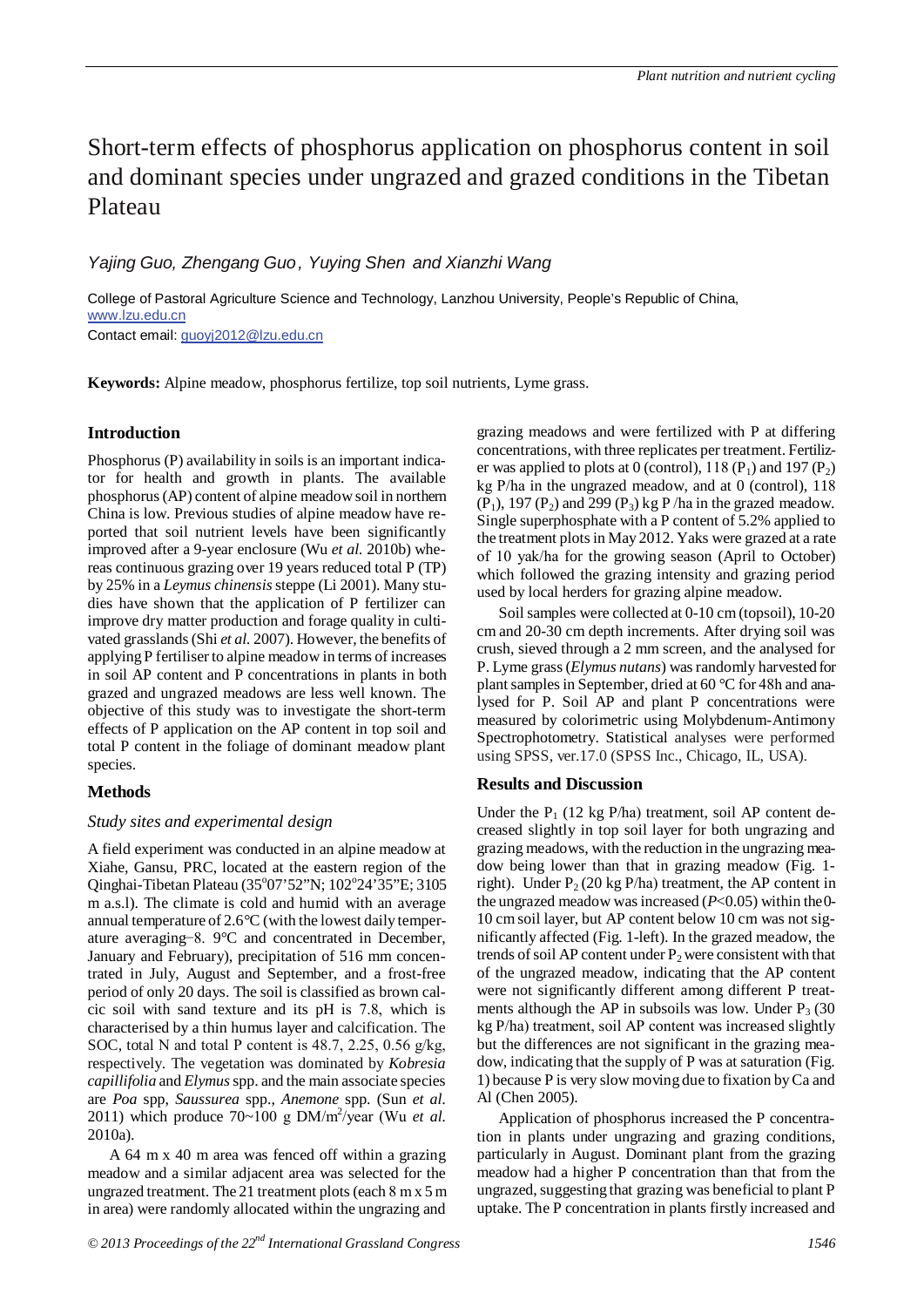# Short-term effects of phosphorus application on phosphorus content in soil and dominant species under ungrazed and grazed conditions in the Tibetan Plateau

*Yajing Guo, Zhengang Guo, Yuying Shen and Xianzhi Wang*

College of Pastoral Agriculture Science and Technology, Lanzhou University, People's Republic of China, www.lzu.edu.cn
Contact email: guoyj2012@lzu.edu.cn

**Keywords:** Alpine meadow, phosphorus fertilize, top soil nutrients, Lyme grass.

## Introduction

Phosphorus (P) availability in soils is an important indicator for health and growth in plants. The available phosphorus (AP) content of alpine meadow soil in northern China is low. Previous studies of alpine meadow have reported that soil nutrient levels have been significantly improved after a 9-year enclosure (Wu *et al.* 2010b) whereas continuous grazing over 19 years reduced total P (TP) by 25% in a *Leymus chinensis* steppe (Li 2001). Many studies have shown that the application of P fertilizer can improve dry matter production and forage quality in cultivated grasslands (Shi *et al.* 2007). However, the benefits of applying P fertiliser to alpine meadow in terms of increases in soil AP content and P concentrations in plants in both grazed and ungrazed meadows are less well known. The objective of this study was to investigate the short-term effects of P application on the AP content in top soil and total P content in the foliage of dominant meadow plant species.

## Methods

### *Study sites and experimental design*

A field experiment was conducted in an alpine meadow at Xiahe, Gansu, PRC, located at the eastern region of the Qinghai-Tibetan Plateau (35°07'52"N; 102°24'35"E; 3105 m a.s.l). The climate is cold and humid with an average annual temperature of 2.6°C (with the lowest daily temperature averaging −8. 9°C and concentrated in December, January and February), precipitation of 516 mm concentrated in July, August and September, and a frost-free period of only 20 days. The soil is classified as brown calcic soil with sand texture and its pH is 7.8, which is characterised by a thin humus layer and calcification. The SOC, total N and total P content is 48.7, 2.25, 0.56 g/kg, respectively. The vegetation was dominated by *Kobresia capillifolia* and *Elymus* spp. and the main associate species are *Poa* spp, *Saussurea* spp., *Anemone* spp. (Sun *et al.* 2011) which produce 70~100 g DM/m$^2$/year (Wu *et al.* 2010a).

A 64 m x 40 m area was fenced off within a grazing meadow and a similar adjacent area was selected for the ungrazed treatment. The 21 treatment plots (each 8 m x 5 m in area) were randomly allocated within the ungrazing and grazing meadows and were fertilized with P at differing concentrations, with three replicates per treatment. Fertilizer was applied to plots at 0 (control), 118 ($P_1$) and 197 ($P_2$) kg P/ha in the ungrazed meadow, and at 0 (control), 118 ($P_1$), 197 ($P_2$) and 299 ($P_3$) kg P /ha in the grazed meadow. Single superphosphate with a P content of 5.2% applied to the treatment plots in May 2012. Yaks were grazed at a rate of 10 yak/ha for the growing season (April to October) which followed the grazing intensity and grazing period used by local herders for grazing alpine meadow.

Soil samples were collected at 0-10 cm (topsoil), 10-20 cm and 20-30 cm depth increments. After drying soil was crush, sieved through a 2 mm screen, and the analysed for P. Lyme grass (*Elymus nutans*) was randomly harvested for plant samples in September, dried at 60 °C for 48h and analysed for P. Soil AP and plant P concentrations were measured by colorimetric using Molybdenum-Antimony Spectrophotometry. Statistical analyses were performed using SPSS, ver.17.0 (SPSS Inc., Chicago, IL, USA).

## Results and Discussion

Under the $P_1$ (12 kg P/ha) treatment, soil AP content decreased slightly in top soil layer for both ungrazing and grazing meadows, with the reduction in the ungrazing meadow being lower than that in grazing meadow (Fig. 1-right). Under $P_2$ (20 kg P/ha) treatment, the AP content in the ungrazed meadow was increased ($P$<0.05) within the 0-10 cm soil layer, but AP content below 10 cm was not significantly affected (Fig. 1-left). In the grazed meadow, the trends of soil AP content under $P_2$ were consistent with that of the ungrazed meadow, indicating that the AP content were not significantly different among different P treatments although the AP in subsoils was low. Under $P_3$ (30 kg P/ha) treatment, soil AP content was increased slightly but the differences are not significant in the grazing meadow, indicating that the supply of P was at saturation (Fig. 1) because P is very slow moving due to fixation by Ca and Al (Chen 2005).

Application of phosphorus increased the P concentration in plants under ungrazing and grazing conditions, particularly in August. Dominant plant from the grazing meadow had a higher P concentration than that from the ungrazed, suggesting that grazing was beneficial to plant P uptake. The P concentration in plants firstly increased and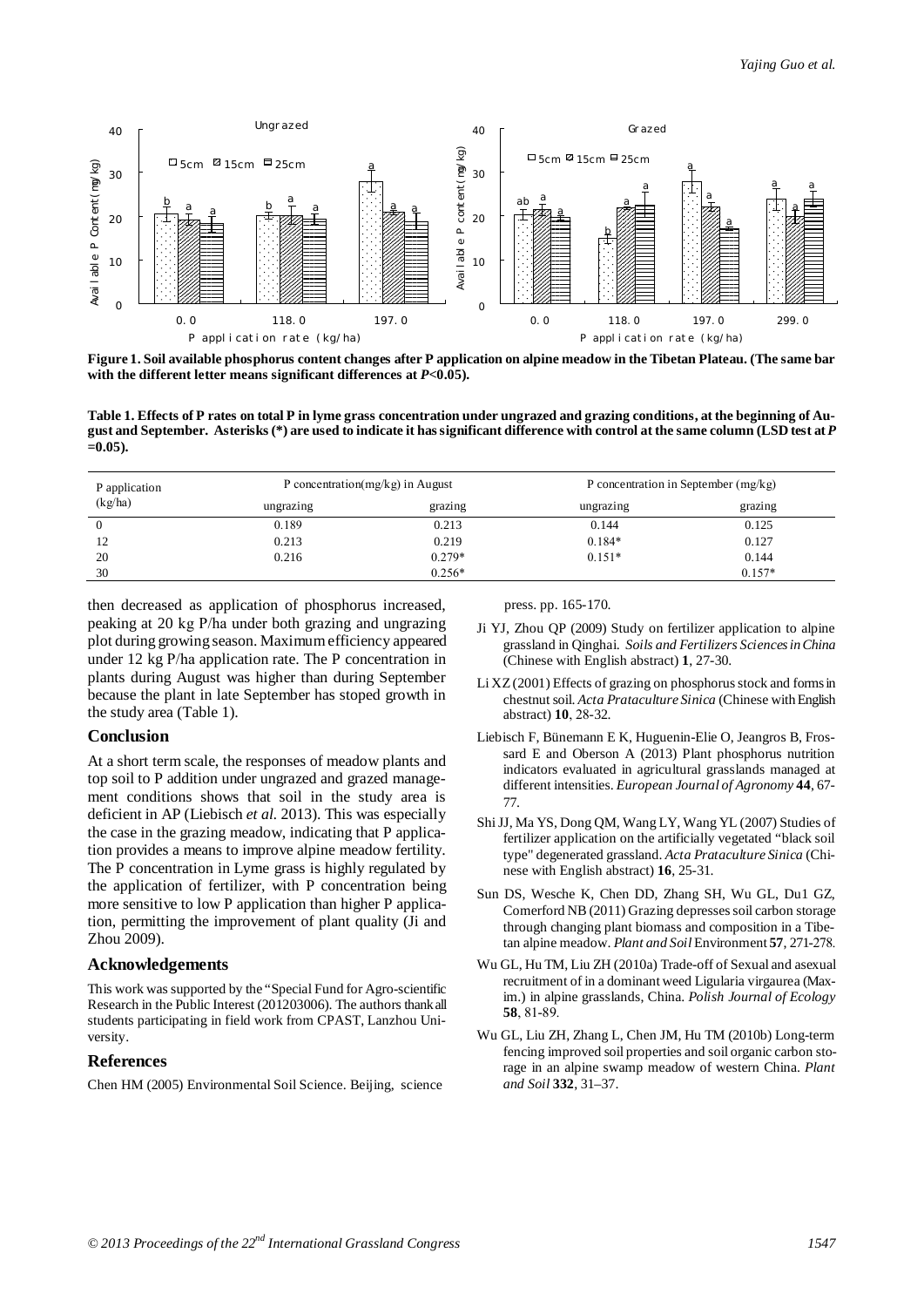Ungrazed

40
30
20
10
0

Available P Content (mg/kg)

5cm 15cm 25cm

b a a b a a a a a

0.0 118.0 197.0

P application rate (kg/ha)

Grazed

40
30
20
10
0

Available P content (mg/kg)

5cm 15cm 25cm

ab a a b a a a a a a a a

0.0 118.0 197.0 299.0

P application rate (kg/ha)

**Figure 1. Soil available phosphorus content changes after P application on alpine meadow in the Tibetan Plateau. (The same bar with the different letter means significant differences at *P*<0.05).**

**Table 1. Effects of P rates on total P in lyme grass concentration under ungrazed and grazing conditions, at the beginning of August and September. Asterisks (*) are used to indicate it has significant difference with control at the same column (LSD test at *P* =0.05).**

| P application (kg/ha) | P concentration(mg/kg) in August | | P concentration in September (mg/kg) | |
|---|---|---|---|---|
| | ungrazing | grazing | ungrazing | grazing |
| 0 | 0.189 | 0.213 | 0.144 | 0.125 |
| 12 | 0.213 | 0.219 | 0.184* | 0.127 |
| 20 | 0.216 | 0.279* | 0.151* | 0.144 |
| 30 | | 0.256* | | 0.157* |

then decreased as application of phosphorus increased, peaking at 20 kg P/ha under both grazing and ungrazing plot during growing season. Maximum efficiency appeared under 12 kg P/ha application rate. The P concentration in plants during August was higher than during September because the plant in late September has stoped growth in the study area (Table 1).

## Conclusion

At a short term scale, the responses of meadow plants and top soil to P addition under ungrazed and grazed management conditions shows that soil in the study area is deficient in AP (Liebisch *et al.* 2013). This was especially the case in the grazing meadow, indicating that P application provides a means to improve alpine meadow fertility. The P concentration in Lyme grass is highly regulated by the application of fertilizer, with P concentration being more sensitive to low P application than higher P application, permitting the improvement of plant quality (Ji and Zhou 2009).

## Acknowledgements

This work was supported by the "Special Fund for Agro-scientific Research in the Public Interest (201203006). The authors thank all students participating in field work from CPAST, Lanzhou University.

## References

Chen HM (2005) Environmental Soil Science. Beijing, science press. pp. 165-170.

Ji YJ, Zhou QP (2009) Study on fertilizer application to alpine grassland in Qinghai. *Soils and Fertilizers Sciences in China* (Chinese with English abstract) **1**, 27-30.

Li XZ (2001) Effects of grazing on phosphorus stock and forms in chestnut soil. *Acta Prataculture Sinica* (Chinese with English abstract) **10**, 28-32.

Liebisch F, Bünemann E K, Huguenin-Elie O, Jeangros B, Frossard E and Oberson A (2013) Plant phosphorus nutrition indicators evaluated in agricultural grasslands managed at different intensities. *European Journal of Agronomy* **44**, 67-77.

Shi JJ, Ma YS, Dong QM, Wang LY, Wang YL (2007) Studies of fertilizer application on the artificially vegetated "black soil type" degenerated grassland. *Acta Prataculture Sinica* (Chinese with English abstract) **16**, 25-31.

Sun DS, Wesche K, Chen DD, Zhang SH, Wu GL, Du1 GZ, Comerford NB (2011) Grazing depresses soil carbon storage through changing plant biomass and composition in a Tibetan alpine meadow. *Plant and Soil* Environment **57**, 271-278.

Wu GL, Hu TM, Liu ZH (2010a) Trade-off of Sexual and asexual recruitment of in a dominant weed Ligularia virgaurea (Maxim.) in alpine grasslands, China. *Polish Journal of Ecology* **58**, 81-89.

Wu GL, Liu ZH, Zhang L, Chen JM, Hu TM (2010b) Long-term fencing improved soil properties and soil organic carbon storage in an alpine swamp meadow of western China. *Plant and Soil* **332**, 31–37.